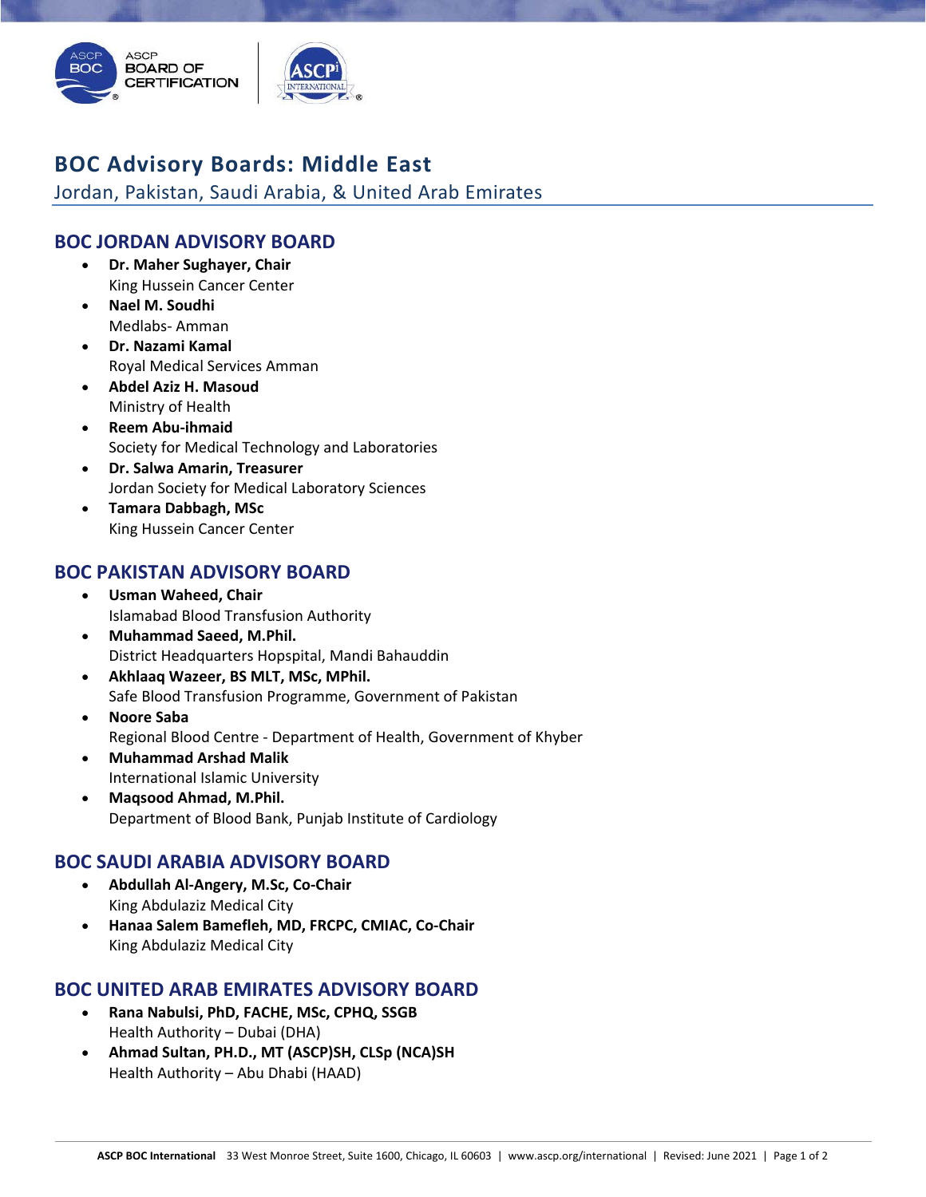# BOC Advisory Boards: Middle East

Jordan, Pakistan, Saudi Arabia, & United Arab Emirates

## BOC JORDAN ADVISORY BOARD

- **Dr. Maher Sughayer, Chair**
  King Hussein Cancer Center
- **Nael M. Soudhi**
  Medlabs- Amman
- **Dr. Nazami Kamal**
  Royal Medical Services Amman
- **Abdel Aziz H. Masoud**
  Ministry of Health
- **Reem Abu-ihmaid**
  Society for Medical Technology and Laboratories
- **Dr. Salwa Amarin, Treasurer**
  Jordan Society for Medical Laboratory Sciences
- **Tamara Dabbagh, MSc**
  King Hussein Cancer Center

## BOC PAKISTAN ADVISORY BOARD

- **Usman Waheed, Chair**
  Islamabad Blood Transfusion Authority
- **Muhammad Saeed, M.Phil.**
  District Headquarters Hopspital, Mandi Bahauddin
- **Akhlaaq Wazeer, BS MLT, MSc, MPhil.**
  Safe Blood Transfusion Programme, Government of Pakistan
- **Noore Saba**
  Regional Blood Centre - Department of Health, Government of Khyber
- **Muhammad Arshad Malik**
  International Islamic University
- **Maqsood Ahmad, M.Phil.**
  Department of Blood Bank, Punjab Institute of Cardiology

## BOC SAUDI ARABIA ADVISORY BOARD

- **Abdullah Al-Angery, M.Sc, Co-Chair**
  King Abdulaziz Medical City
- **Hanaa Salem Bamefleh, MD, FRCPC, CMIAC, Co-Chair**
  King Abdulaziz Medical City

## BOC UNITED ARAB EMIRATES ADVISORY BOARD

- **Rana Nabulsi, PhD, FACHE, MSc, CPHQ, SSGB**
  Health Authority – Dubai (DHA)
- **Ahmad Sultan, PH.D., MT (ASCP)SH, CLSp (NCA)SH**
  Health Authority – Abu Dhabi (HAAD)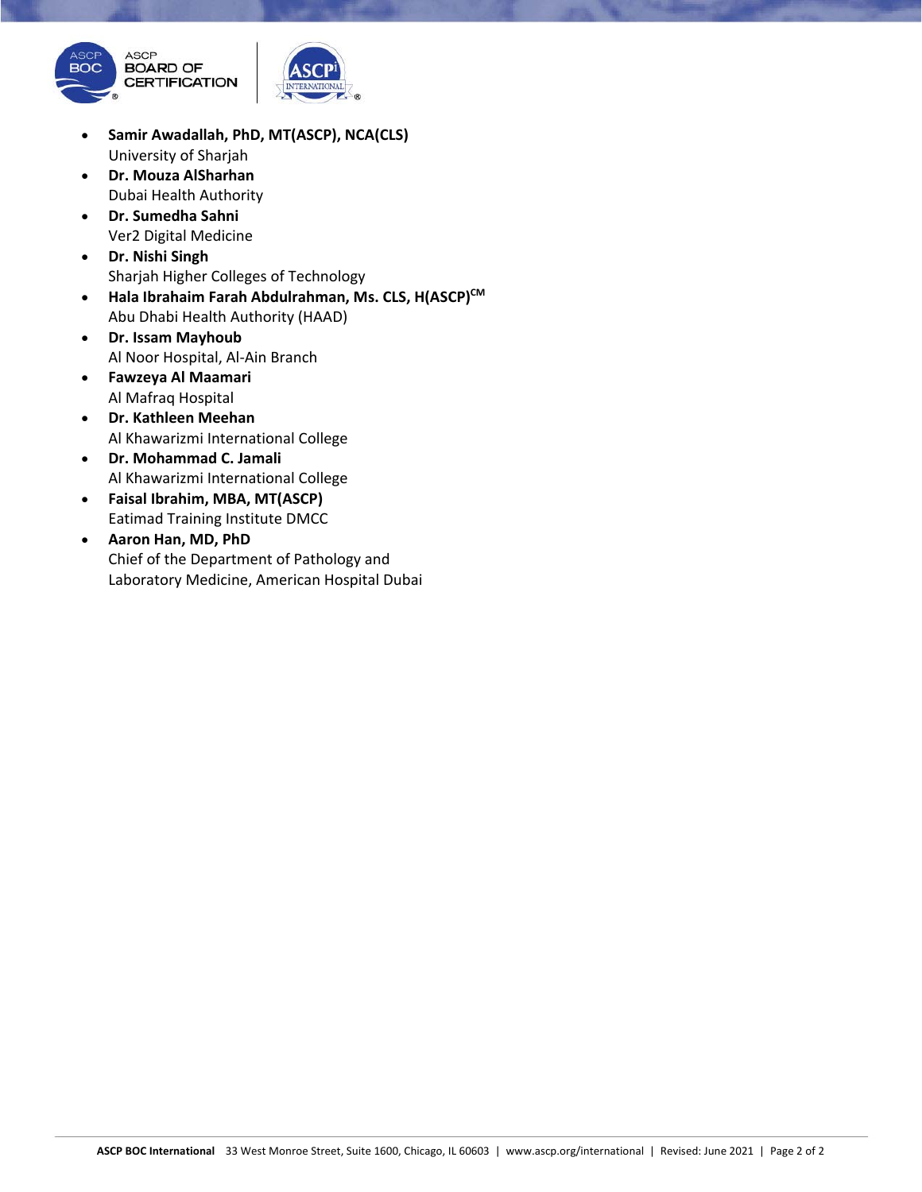- **Samir Awadallah, PhD, MT(ASCP), NCA(CLS)**
  University of Sharjah
- **Dr. Mouza AlSharhan**
  Dubai Health Authority
- **Dr. Sumedha Sahni**
  Ver2 Digital Medicine
- **Dr. Nishi Singh**
  Sharjah Higher Colleges of Technology
- **Hala Ibrahaim Farah Abdulrahman, Ms. CLS, H(ASCP)^CM**
  Abu Dhabi Health Authority (HAAD)
- **Dr. Issam Mayhoub**
  Al Noor Hospital, Al-Ain Branch
- **Fawzeya Al Maamari**
  Al Mafraq Hospital
- **Dr. Kathleen Meehan**
  Al Khawarizmi International College
- **Dr. Mohammad C. Jamali**
  Al Khawarizmi International College
- **Faisal Ibrahim, MBA, MT(ASCP)**
  Eatimad Training Institute DMCC
- **Aaron Han, MD, PhD**
  Chief of the Department of Pathology and Laboratory Medicine, American Hospital Dubai